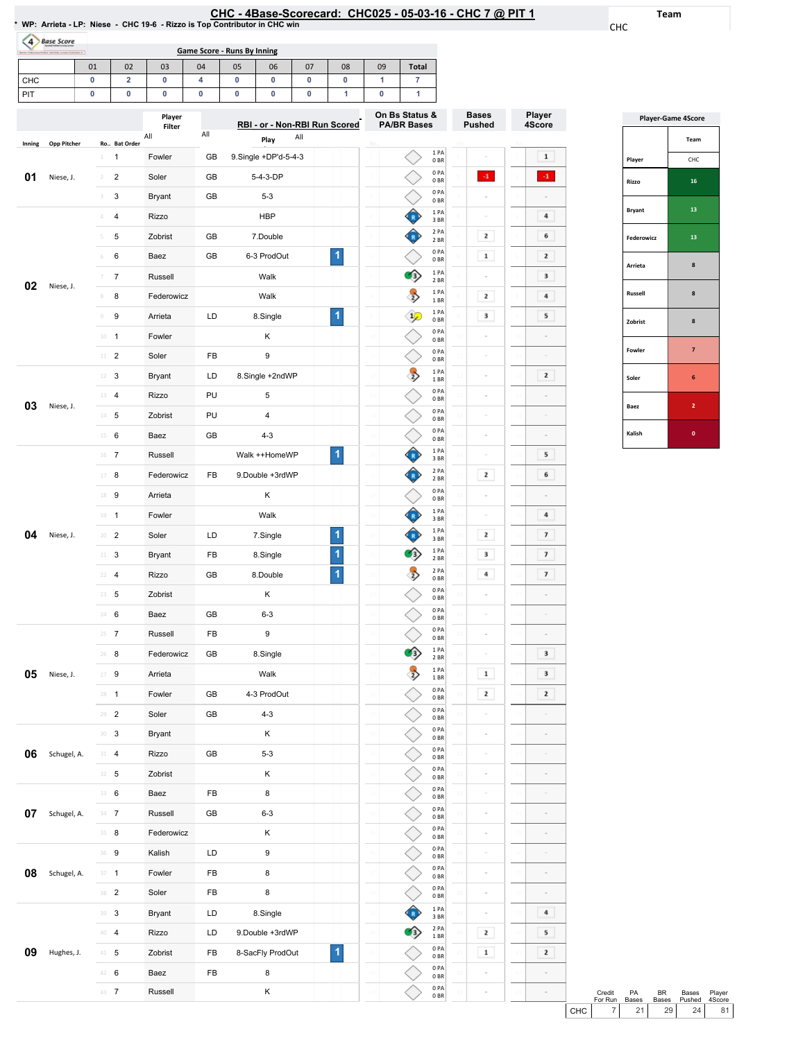# CHC - 4Base-Scorecard: CHC025 - 05-03-16 - CHC 7 @ PIT 1

* WP: Arrieta - LP: Niese - CHC 19-6 - Rizzo is Top Contributor in CHC win

Team: CHC

**Game Score - Runs By Inning**

| | 01 | 02 | 03 | 04 | 05 | 06 | 07 | 08 | 09 | Total |
|---|---|---|---|---|---|---|---|---|---|---|
| CHC | 0 | 2 | 0 | 4 | 0 | 0 | 0 | 0 | 1 | 7 |
| PIT | 0 | 0 | 0 | 0 | 0 | 0 | 0 | 1 | 0 | 1 |

| Inning | Opp Pitcher | Ro.. | Bat Order | Player | | Play | RBI | On Bs Status & PA/BR Bases | Bases Pushed | Player 4Score |
|---|---|---|---|---|---|---|---|---|---|---|
| 01 | Niese, J. | 1 | 1 | Fowler | GB | 9.Single +DP'd-5-4-3 | | 1 PA 0 BR | - | 1 |
| | | 2 | 2 | Soler | GB | 5-4-3-DP | | 0 PA 0 BR | -1 | -1 |
| | | 3 | 3 | Bryant | GB | 5-3 | | 0 PA 0 BR | - | - |
| 02 | Niese, J. | 4 | 4 | Rizzo | | HBP | | 1 PA 3 BR | - | 4 |
| | | 5 | 5 | Zobrist | GB | 7.Double | | 2 PA 2 BR | 2 | 6 |
| | | 6 | 6 | Baez | GB | 6-3 ProdOut | 1 | 0 PA 0 BR | 1 | 2 |
| | | 7 | 7 | Russell | | Walk | | 1 PA 2 BR | - | 3 |
| | | 8 | 8 | Federowicz | | Walk | | 1 PA 1 BR | 2 | 4 |
| | | 9 | 9 | Arrieta | LD | 8.Single | 1 | 1 PA 0 BR | 3 | 5 |
| | | 10 | 1 | Fowler | | K | | 0 PA 0 BR | - | - |
| | | 11 | 2 | Soler | FB | 9 | | 0 PA 0 BR | - | - |
| 03 | Niese, J. | 12 | 3 | Bryant | LD | 8.Single +2ndWP | | 1 PA 1 BR | - | 2 |
| | | 13 | 4 | Rizzo | PU | 5 | | 0 PA 0 BR | - | - |
| | | 14 | 5 | Zobrist | PU | 4 | | 0 PA 0 BR | - | - |
| | | 15 | 6 | Baez | GB | 4-3 | | 0 PA 0 BR | - | - |
| 04 | Niese, J. | 16 | 7 | Russell | | Walk ++HomeWP | 1 | 1 PA 3 BR | - | 5 |
| | | 17 | 8 | Federowicz | FB | 9.Double +3rdWP | | 2 PA 2 BR | 2 | 6 |
| | | 18 | 9 | Arrieta | | K | | 0 PA 0 BR | - | - |
| | | 19 | 1 | Fowler | | Walk | | 1 PA 3 BR | - | 4 |
| | | 20 | 2 | Soler | LD | 7.Single | 1 | 1 PA 3 BR | 2 | 7 |
| | | 21 | 3 | Bryant | FB | 8.Single | 1 | 1 PA 2 BR | 3 | 7 |
| | | 22 | 4 | Rizzo | GB | 8.Double | 1 | 2 PA 0 BR | 4 | 7 |
| | | 23 | 5 | Zobrist | | K | | 0 PA 0 BR | - | - |
| | | 24 | 6 | Baez | GB | 6-3 | | 0 PA 0 BR | - | - |
| 05 | Niese, J. | 25 | 7 | Russell | FB | 9 | | 0 PA 0 BR | - | - |
| | | 26 | 8 | Federowicz | GB | 8.Single | | 1 PA 2 BR | - | 3 |
| | | 27 | 9 | Arrieta | | Walk | | 1 PA 1 BR | 1 | 3 |
| | | 28 | 1 | Fowler | GB | 4-3 ProdOut | | 0 PA 0 BR | 2 | 2 |
| | | 29 | 2 | Soler | GB | 4-3 | | 0 PA 0 BR | - | - |
| 06 | Schugel, A. | 30 | 3 | Bryant | | K | | 0 PA 0 BR | - | - |
| | | 31 | 4 | Rizzo | GB | 5-3 | | 0 PA 0 BR | - | - |
| | | 32 | 5 | Zobrist | | K | | 0 PA 0 BR | - | - |
| 07 | Schugel, A. | 33 | 6 | Baez | FB | 8 | | 0 PA 0 BR | - | - |
| | | 34 | 7 | Russell | GB | 6-3 | | 0 PA 0 BR | - | - |
| | | 35 | 8 | Federowicz | | K | | 0 PA 0 BR | - | - |
| 08 | Schugel, A. | 36 | 9 | Kalish | LD | 9 | | 0 PA 0 BR | - | - |
| | | 37 | 1 | Fowler | FB | 8 | | 0 PA 0 BR | - | - |
| | | 38 | 2 | Soler | FB | 8 | | 0 PA 0 BR | - | - |
| 09 | Hughes, J. | 39 | 3 | Bryant | LD | 8.Single | | 1 PA 3 BR | - | 4 |
| | | 40 | 4 | Rizzo | LD | 9.Double +3rdWP | | 2 PA 1 BR | 2 | 5 |
| | | 41 | 5 | Zobrist | FB | 8-SacFly ProdOut | 1 | 0 PA 0 BR | 1 | 2 |
| | | 42 | 6 | Baez | FB | 8 | | 0 PA 0 BR | - | - |
| | | 43 | 7 | Russell | | K | | 0 PA 0 BR | - | - |

**Player-Game 4Score**

| Player | CHC |
|---|---|
| Rizzo | 16 |
| Bryant | 13 |
| Federowicz | 13 |
| Arrieta | 8 |
| Russell | 8 |
| Zobrist | 8 |
| Fowler | 7 |
| Soler | 6 |
| Baez | 2 |
| Kalish | 0 |

| | Credit For Run | PA Bases | BR Bases | Bases Pushed | Player 4Score |
|---|---|---|---|---|---|
| CHC | 7 | 21 | 29 | 24 | 81 |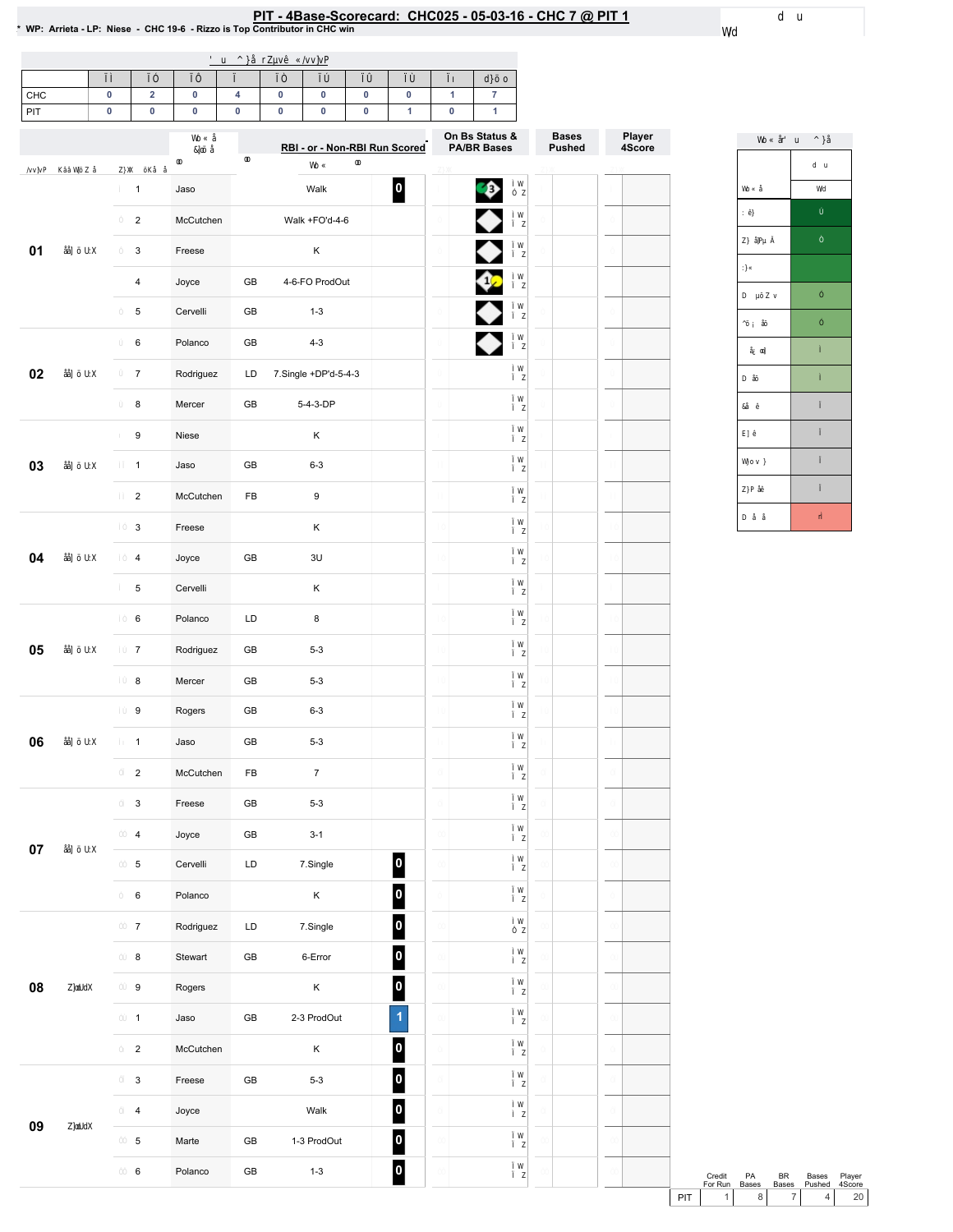# PIT - 4Base-Scorecard: CHC025 - 05-03-16 - CHC 7 @ PIT 1

\* WP: Arrieta - LP: Niese - CHC 19-6 - Rizzo is Top Contributor in CHC win

| | 1 | 2 | 3 | 4 | 5 | 6 | 7 | 8 | 9 | Total |
|---|---|---|---|---|---|---|---|---|---|---|
| CHC | 0 | 2 | 0 | 4 | 0 | 0 | 0 | 0 | 1 | 7 |
| PIT | 0 | 0 | 0 | 0 | 0 | 0 | 0 | 1 | 0 | 1 |

| Inning | | # | Player | | RBI - or - Non-RBI Run Scored | | On Bs Status & PA/BR Bases | Bases Pushed | Player 4Score |
|---|---|---|---|---|---|---|---|---|---|
| 01 | | 1 | Jaso | | Walk | 0 | 3 | | |
| | | 2 | McCutchen | | Walk +FO'd-4-6 | | | | |
| | | 3 | Freese | | K | | | | |
| | | 4 | Joyce | GB | 4-6-FO ProdOut | | 1 | | |
| | | 5 | Cervelli | GB | 1-3 | | | | |
| 02 | | 6 | Polanco | GB | 4-3 | | | | |
| | | 7 | Rodriguez | LD | 7.Single +DP'd-5-4-3 | | | | |
| | | 8 | Mercer | GB | 5-4-3-DP | | | | |
| 03 | | 9 | Niese | | K | | | | |
| | | 1 | Jaso | GB | 6-3 | | | | |
| | | 2 | McCutchen | FB | 9 | | | | |
| 04 | | 3 | Freese | | K | | | | |
| | | 4 | Joyce | GB | 3U | | | | |
| | | 5 | Cervelli | | K | | | | |
| 05 | | 6 | Polanco | LD | 8 | | | | |
| | | 7 | Rodriguez | GB | 5-3 | | | | |
| | | 8 | Mercer | GB | 5-3 | | | | |
| 06 | | 9 | Rogers | GB | 6-3 | | | | |
| | | 1 | Jaso | GB | 5-3 | | | | |
| | | 2 | McCutchen | FB | 7 | | | | |
| 07 | | 3 | Freese | GB | 5-3 | | | | |
| | | 4 | Joyce | GB | 3-1 | | | | |
| | | 5 | Cervelli | LD | 7.Single | 0 | | | |
| | | 6 | Polanco | | K | 0 | | | |
| 08 | | 7 | Rodriguez | LD | 7.Single | 0 | | | |
| | | 8 | Stewart | GB | 6-Error | 0 | | | |
| | | 9 | Rogers | | K | 0 | | | |
| | | 1 | Jaso | GB | 2-3 ProdOut | 1 | | | |
| | | 2 | McCutchen | | K | 0 | | | |
| 09 | | 3 | Freese | GB | 5-3 | 0 | | | |
| | | 4 | Joyce | | Walk | 0 | | | |
| | | 5 | Marte | GB | 1-3 ProdOut | 0 | | | |
| | | 6 | Polanco | GB | 1-3 | 0 | | | |

| | Credit For Run | PA Bases | BR Bases | Bases Pushed | Player 4Score |
|---|---|---|---|---|---|
| PIT | 1 | 8 | 7 | 4 | 20 |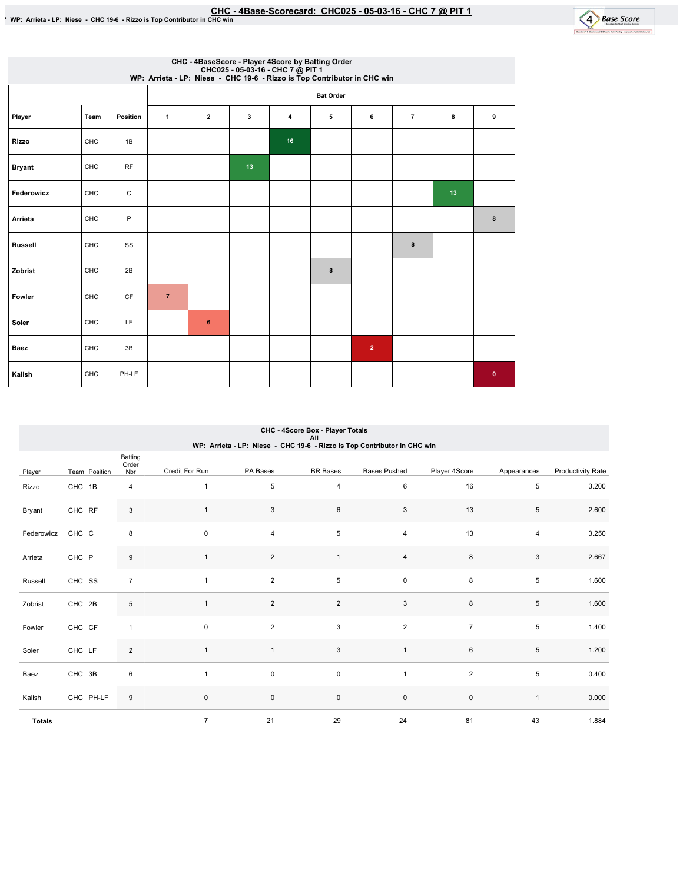# CHC - 4Base-Scorecard: CHC025 - 05-03-16 - CHC 7 @ PIT 1

\* WP: Arrieta - LP: Niese - CHC 19-6 - Rizzo is Top Contributor in CHC win

## CHC - 4BaseScore - Player 4Score by Batting Order
CHC025 - 05-03-16 - CHC 7 @ PIT 1
WP: Arrieta - LP: Niese - CHC 19-6 - Rizzo is Top Contributor in CHC win

| | | | Bat Order | | | | | | | | |
|---|---|---|---|---|---|---|---|---|---|---|---|
| Player | Team | Position | 1 | 2 | 3 | 4 | 5 | 6 | 7 | 8 | 9 |
| Rizzo | CHC | 1B | | | | 16 | | | | | |
| Bryant | CHC | RF | | | 13 | | | | | | |
| Federowicz | CHC | C | | | | | | | | 13 | |
| Arrieta | CHC | P | | | | | | | | | 8 |
| Russell | CHC | SS | | | | | | | 8 | | |
| Zobrist | CHC | 2B | | | | | 8 | | | | |
| Fowler | CHC | CF | 7 | | | | | | | | |
| Soler | CHC | LF | | 6 | | | | | | | |
| Baez | CHC | 3B | | | | | | 2 | | | |
| Kalish | CHC | PH-LF | | | | | | | | | 0 |

## CHC - 4Score Box - Player Totals
All
WP: Arrieta - LP: Niese - CHC 19-6 - Rizzo is Top Contributor in CHC win

| Player | Team | Position | Batting Order Nbr | Credit For Run | PA Bases | BR Bases | Bases Pushed | Player 4Score | Appearances | Productivity Rate |
|---|---|---|---|---|---|---|---|---|---|---|
| Rizzo | CHC | 1B | 4 | 1 | 5 | 4 | 6 | 16 | 5 | 3.200 |
| Bryant | CHC | RF | 3 | 1 | 3 | 6 | 3 | 13 | 5 | 2.600 |
| Federowicz | CHC | C | 8 | 0 | 4 | 5 | 4 | 13 | 4 | 3.250 |
| Arrieta | CHC | P | 9 | 1 | 2 | 1 | 4 | 8 | 3 | 2.667 |
| Russell | CHC | SS | 7 | 1 | 2 | 5 | 0 | 8 | 5 | 1.600 |
| Zobrist | CHC | 2B | 5 | 1 | 2 | 2 | 3 | 8 | 5 | 1.600 |
| Fowler | CHC | CF | 1 | 0 | 2 | 3 | 2 | 7 | 5 | 1.400 |
| Soler | CHC | LF | 2 | 1 | 1 | 3 | 1 | 6 | 5 | 1.200 |
| Baez | CHC | 3B | 6 | 1 | 0 | 0 | 1 | 2 | 5 | 0.400 |
| Kalish | CHC | PH-LF | 9 | 0 | 0 | 0 | 0 | 0 | 1 | 0.000 |
| **Totals** | | | | 7 | 21 | 29 | 24 | 81 | 43 | 1.884 |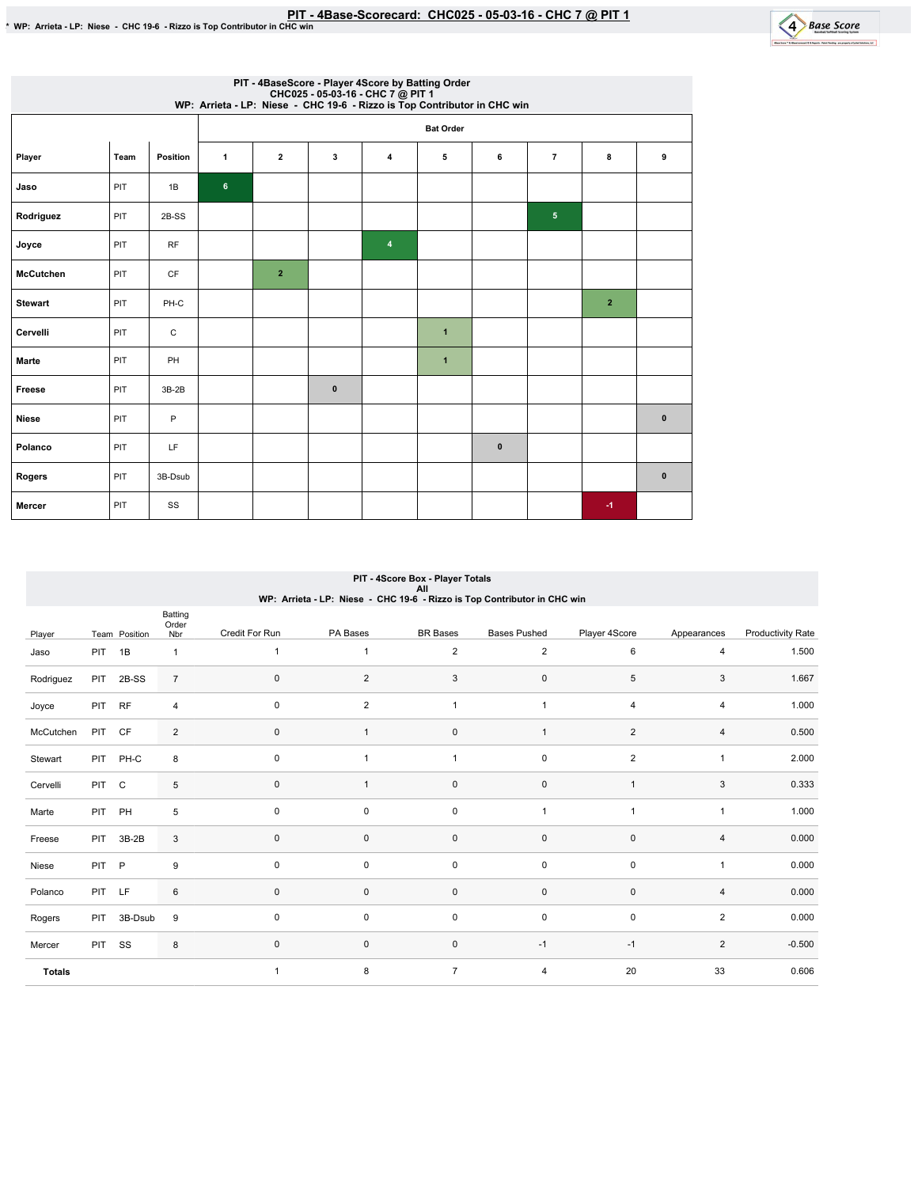# PIT - 4Base-Scorecard: CHC025 - 05-03-16 - CHC 7 @ PIT 1

* WP: Arrieta - LP: Niese - CHC 19-6 - Rizzo is Top Contributor in CHC win

## PIT - 4BaseScore - Player 4Score by Batting Order
CHC025 - 05-03-16 - CHC 7 @ PIT 1
WP: Arrieta - LP: Niese - CHC 19-6 - Rizzo is Top Contributor in CHC win

| | | | Bat Order | | | | | | | | |
|---|---|---|---|---|---|---|---|---|---|---|---|
| Player | Team | Position | 1 | 2 | 3 | 4 | 5 | 6 | 7 | 8 | 9 |
| Jaso | PIT | 1B | 6 | | | | | | | | |
| Rodriguez | PIT | 2B-SS | | | | | | | 5 | | |
| Joyce | PIT | RF | | | | 4 | | | | | |
| McCutchen | PIT | CF | | 2 | | | | | | | |
| Stewart | PIT | PH-C | | | | | | | | 2 | |
| Cervelli | PIT | C | | | | | 1 | | | | |
| Marte | PIT | PH | | | | | 1 | | | | |
| Freese | PIT | 3B-2B | | | 0 | | | | | | |
| Niese | PIT | P | | | | | | | | | 0 |
| Polanco | PIT | LF | | | | | | 0 | | | |
| Rogers | PIT | 3B-Dsub | | | | | | | | | 0 |
| Mercer | PIT | SS | | | | | | | | -1 | |

## PIT - 4Score Box - Player Totals
All
WP: Arrieta - LP: Niese - CHC 19-6 - Rizzo is Top Contributor in CHC win

| Player | Team | Position | Batting Order Nbr | Credit For Run | PA Bases | BR Bases | Bases Pushed | Player 4Score | Appearances | Productivity Rate |
|---|---|---|---|---|---|---|---|---|---|---|
| Jaso | PIT | 1B | 1 | 1 | 1 | 2 | 2 | 6 | 4 | 1.500 |
| Rodriguez | PIT | 2B-SS | 7 | 0 | 2 | 3 | 0 | 5 | 3 | 1.667 |
| Joyce | PIT | RF | 4 | 0 | 2 | 1 | 1 | 4 | 4 | 1.000 |
| McCutchen | PIT | CF | 2 | 0 | 1 | 0 | 1 | 2 | 4 | 0.500 |
| Stewart | PIT | PH-C | 8 | 0 | 1 | 1 | 0 | 2 | 1 | 2.000 |
| Cervelli | PIT | C | 5 | 0 | 1 | 0 | 0 | 1 | 3 | 0.333 |
| Marte | PIT | PH | 5 | 0 | 0 | 0 | 1 | 1 | 1 | 1.000 |
| Freese | PIT | 3B-2B | 3 | 0 | 0 | 0 | 0 | 0 | 4 | 0.000 |
| Niese | PIT | P | 9 | 0 | 0 | 0 | 0 | 0 | 1 | 0.000 |
| Polanco | PIT | LF | 6 | 0 | 0 | 0 | 0 | 0 | 4 | 0.000 |
| Rogers | PIT | 3B-Dsub | 9 | 0 | 0 | 0 | 0 | 0 | 2 | 0.000 |
| Mercer | PIT | SS | 8 | 0 | 0 | 0 | -1 | -1 | 2 | -0.500 |
| **Totals** | | | | 1 | 8 | 7 | 4 | 20 | 33 | 0.606 |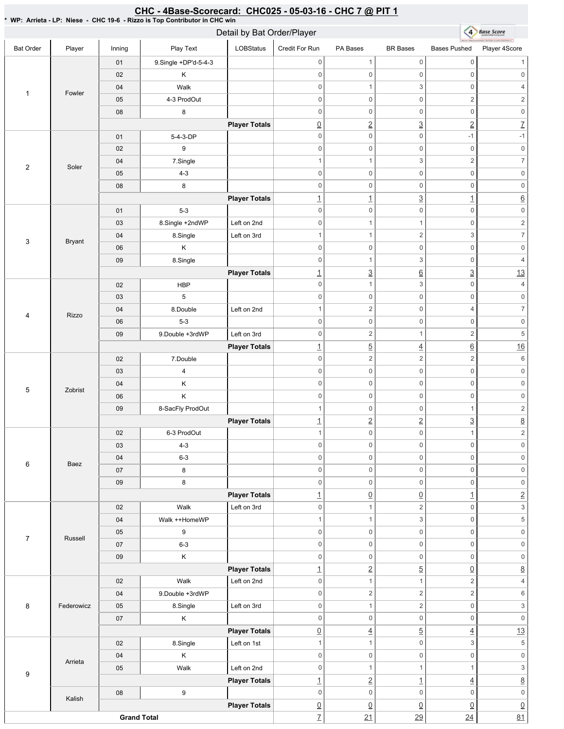# CHC - 4Base-Scorecard: CHC025 - 05-03-16 - CHC 7 @ PIT 1

\* WP: Arrieta - LP: Niese - CHC 19-6 - Rizzo is Top Contributor in CHC win

## Detail by Bat Order/Player

| Bat Order | Player | Inning | Play Text | LOBStatus | Credit For Run | PA Bases | BR Bases | Bases Pushed | Player 4Score |
|---|---|---|---|---|---|---|---|---|---|
| 1 | Fowler | 01 | 9.Single +DP'd-5-4-3 | | 0 | 1 | 0 | 0 | 1 |
| | | 02 | K | | 0 | 0 | 0 | 0 | 0 |
| | | 04 | Walk | | 0 | 1 | 3 | 0 | 4 |
| | | 05 | 4-3 ProdOut | | 0 | 0 | 0 | 2 | 2 |
| | | 08 | 8 | | 0 | 0 | 0 | 0 | 0 |
| | | | | **Player Totals** | 0 | 2 | 3 | 2 | 7 |
| 2 | Soler | 01 | 5-4-3-DP | | 0 | 0 | 0 | -1 | -1 |
| | | 02 | 9 | | 0 | 0 | 0 | 0 | 0 |
| | | 04 | 7.Single | | 1 | 1 | 3 | 2 | 7 |
| | | 05 | 4-3 | | 0 | 0 | 0 | 0 | 0 |
| | | 08 | 8 | | 0 | 0 | 0 | 0 | 0 |
| | | | | **Player Totals** | 1 | 1 | 3 | 1 | 6 |
| 3 | Bryant | 01 | 5-3 | | 0 | 0 | 0 | 0 | 0 |
| | | 03 | 8.Single +2ndWP | Left on 2nd | 0 | 1 | 1 | 0 | 2 |
| | | 04 | 8.Single | Left on 3rd | 1 | 1 | 2 | 3 | 7 |
| | | 06 | K | | 0 | 0 | 0 | 0 | 0 |
| | | 09 | 8.Single | | 0 | 1 | 3 | 0 | 4 |
| | | | | **Player Totals** | 1 | 3 | 6 | 3 | 13 |
| 4 | Rizzo | 02 | HBP | | 0 | 1 | 3 | 0 | 4 |
| | | 03 | 5 | | 0 | 0 | 0 | 0 | 0 |
| | | 04 | 8.Double | Left on 2nd | 1 | 2 | 0 | 4 | 7 |
| | | 06 | 5-3 | | 0 | 0 | 0 | 0 | 0 |
| | | 09 | 9.Double +3rdWP | Left on 3rd | 0 | 2 | 1 | 2 | 5 |
| | | | | **Player Totals** | 1 | 5 | 4 | 6 | 16 |
| 5 | Zobrist | 02 | 7.Double | | 0 | 2 | 2 | 2 | 6 |
| | | 03 | 4 | | 0 | 0 | 0 | 0 | 0 |
| | | 04 | K | | 0 | 0 | 0 | 0 | 0 |
| | | 06 | K | | 0 | 0 | 0 | 0 | 0 |
| | | 09 | 8-SacFly ProdOut | | 1 | 0 | 0 | 1 | 2 |
| | | | | **Player Totals** | 1 | 2 | 2 | 3 | 8 |
| 6 | Baez | 02 | 6-3 ProdOut | | 1 | 0 | 0 | 1 | 2 |
| | | 03 | 4-3 | | 0 | 0 | 0 | 0 | 0 |
| | | 04 | 6-3 | | 0 | 0 | 0 | 0 | 0 |
| | | 07 | 8 | | 0 | 0 | 0 | 0 | 0 |
| | | 09 | 8 | | 0 | 0 | 0 | 0 | 0 |
| | | | | **Player Totals** | 1 | 0 | 0 | 1 | 2 |
| 7 | Russell | 02 | Walk | Left on 3rd | 0 | 1 | 2 | 0 | 3 |
| | | 04 | Walk ++HomeWP | | 1 | 1 | 3 | 0 | 5 |
| | | 05 | 9 | | 0 | 0 | 0 | 0 | 0 |
| | | 07 | 6-3 | | 0 | 0 | 0 | 0 | 0 |
| | | 09 | K | | 0 | 0 | 0 | 0 | 0 |
| | | | | **Player Totals** | 1 | 2 | 5 | 0 | 8 |
| 8 | Federowicz | 02 | Walk | Left on 2nd | 0 | 1 | 1 | 2 | 4 |
| | | 04 | 9.Double +3rdWP | | 0 | 2 | 2 | 2 | 6 |
| | | 05 | 8.Single | Left on 3rd | 0 | 1 | 2 | 0 | 3 |
| | | 07 | K | | 0 | 0 | 0 | 0 | 0 |
| | | | | **Player Totals** | 0 | 4 | 5 | 4 | 13 |
| 9 | Arrieta | 02 | 8.Single | Left on 1st | 1 | 1 | 0 | 3 | 5 |
| | | 04 | K | | 0 | 0 | 0 | 0 | 0 |
| | | 05 | Walk | Left on 2nd | 0 | 1 | 1 | 1 | 3 |
| | | | | **Player Totals** | 1 | 2 | 1 | 4 | 8 |
| | Kalish | 08 | 9 | | 0 | 0 | 0 | 0 | 0 |
| | | | | **Player Totals** | 0 | 0 | 0 | 0 | 0 |
| **Grand Total** | | | | | 7 | 21 | 29 | 24 | 81 |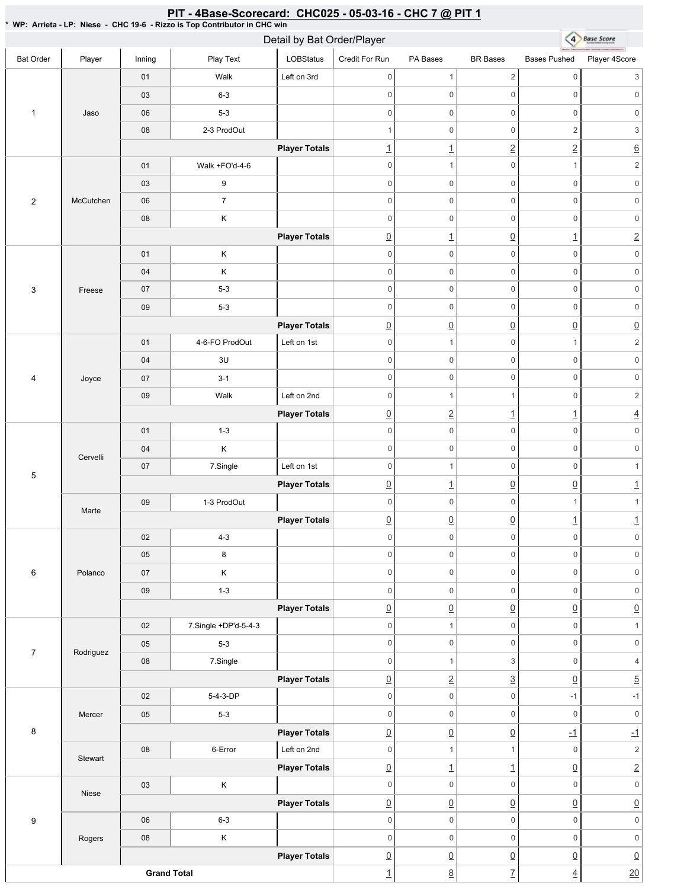# PIT - 4Base-Scorecard: CHC025 - 05-03-16 - CHC 7 @ PIT 1

**\* WP: Arrieta - LP: Niese - CHC 19-6 - Rizzo is Top Contributor in CHC win**

## Detail by Bat Order/Player

| Bat Order | Player | Inning | Play Text | LOBStatus | Credit For Run | PA Bases | BR Bases | Bases Pushed | Player 4Score |
|---|---|---|---|---|---|---|---|---|---|
| 1 | Jaso | 01 | Walk | Left on 3rd | 0 | 1 | 2 | 0 | 3 |
| | | 03 | 6-3 | | 0 | 0 | 0 | 0 | 0 |
| | | 06 | 5-3 | | 0 | 0 | 0 | 0 | 0 |
| | | 08 | 2-3 ProdOut | | 1 | 0 | 0 | 2 | 3 |
| | | | | **Player Totals** | 1 | 1 | 2 | 2 | 6 |
| 2 | McCutchen | 01 | Walk +FO'd-4-6 | | 0 | 1 | 0 | 1 | 2 |
| | | 03 | 9 | | 0 | 0 | 0 | 0 | 0 |
| | | 06 | 7 | | 0 | 0 | 0 | 0 | 0 |
| | | 08 | K | | 0 | 0 | 0 | 0 | 0 |
| | | | | **Player Totals** | 0 | 1 | 0 | 1 | 2 |
| 3 | Freese | 01 | K | | 0 | 0 | 0 | 0 | 0 |
| | | 04 | K | | 0 | 0 | 0 | 0 | 0 |
| | | 07 | 5-3 | | 0 | 0 | 0 | 0 | 0 |
| | | 09 | 5-3 | | 0 | 0 | 0 | 0 | 0 |
| | | | | **Player Totals** | 0 | 0 | 0 | 0 | 0 |
| 4 | Joyce | 01 | 4-6-FO ProdOut | Left on 1st | 0 | 1 | 0 | 1 | 2 |
| | | 04 | 3U | | 0 | 0 | 0 | 0 | 0 |
| | | 07 | 3-1 | | 0 | 0 | 0 | 0 | 0 |
| | | 09 | Walk | Left on 2nd | 0 | 1 | 1 | 0 | 2 |
| | | | | **Player Totals** | 0 | 2 | 1 | 1 | 4 |
| 5 | Cervelli | 01 | 1-3 | | 0 | 0 | 0 | 0 | 0 |
| | | 04 | K | | 0 | 0 | 0 | 0 | 0 |
| | | 07 | 7.Single | Left on 1st | 0 | 1 | 0 | 0 | 1 |
| | | | | **Player Totals** | 0 | 1 | 0 | 0 | 1 |
| | Marte | 09 | 1-3 ProdOut | | 0 | 0 | 0 | 1 | 1 |
| | | | | **Player Totals** | 0 | 0 | 0 | 1 | 1 |
| 6 | Polanco | 02 | 4-3 | | 0 | 0 | 0 | 0 | 0 |
| | | 05 | 8 | | 0 | 0 | 0 | 0 | 0 |
| | | 07 | K | | 0 | 0 | 0 | 0 | 0 |
| | | 09 | 1-3 | | 0 | 0 | 0 | 0 | 0 |
| | | | | **Player Totals** | 0 | 0 | 0 | 0 | 0 |
| 7 | Rodriguez | 02 | 7.Single +DP'd-5-4-3 | | 0 | 1 | 0 | 0 | 1 |
| | | 05 | 5-3 | | 0 | 0 | 0 | 0 | 0 |
| | | 08 | 7.Single | | 0 | 1 | 3 | 0 | 4 |
| | | | | **Player Totals** | 0 | 2 | 3 | 0 | 5 |
| 8 | Mercer | 02 | 5-4-3-DP | | 0 | 0 | 0 | -1 | -1 |
| | | 05 | 5-3 | | 0 | 0 | 0 | 0 | 0 |
| | | | | **Player Totals** | 0 | 0 | 0 | -1 | -1 |
| | Stewart | 08 | 6-Error | Left on 2nd | 0 | 1 | 1 | 0 | 2 |
| | | | | **Player Totals** | 0 | 1 | 1 | 0 | 2 |
| 9 | Niese | 03 | K | | 0 | 0 | 0 | 0 | 0 |
| | | | | **Player Totals** | 0 | 0 | 0 | 0 | 0 |
| | Rogers | 06 | 6-3 | | 0 | 0 | 0 | 0 | 0 |
| | | 08 | K | | 0 | 0 | 0 | 0 | 0 |
| | | | | **Player Totals** | 0 | 0 | 0 | 0 | 0 |
| **Grand Total** | | | | | 1 | 8 | 7 | 4 | 20 |